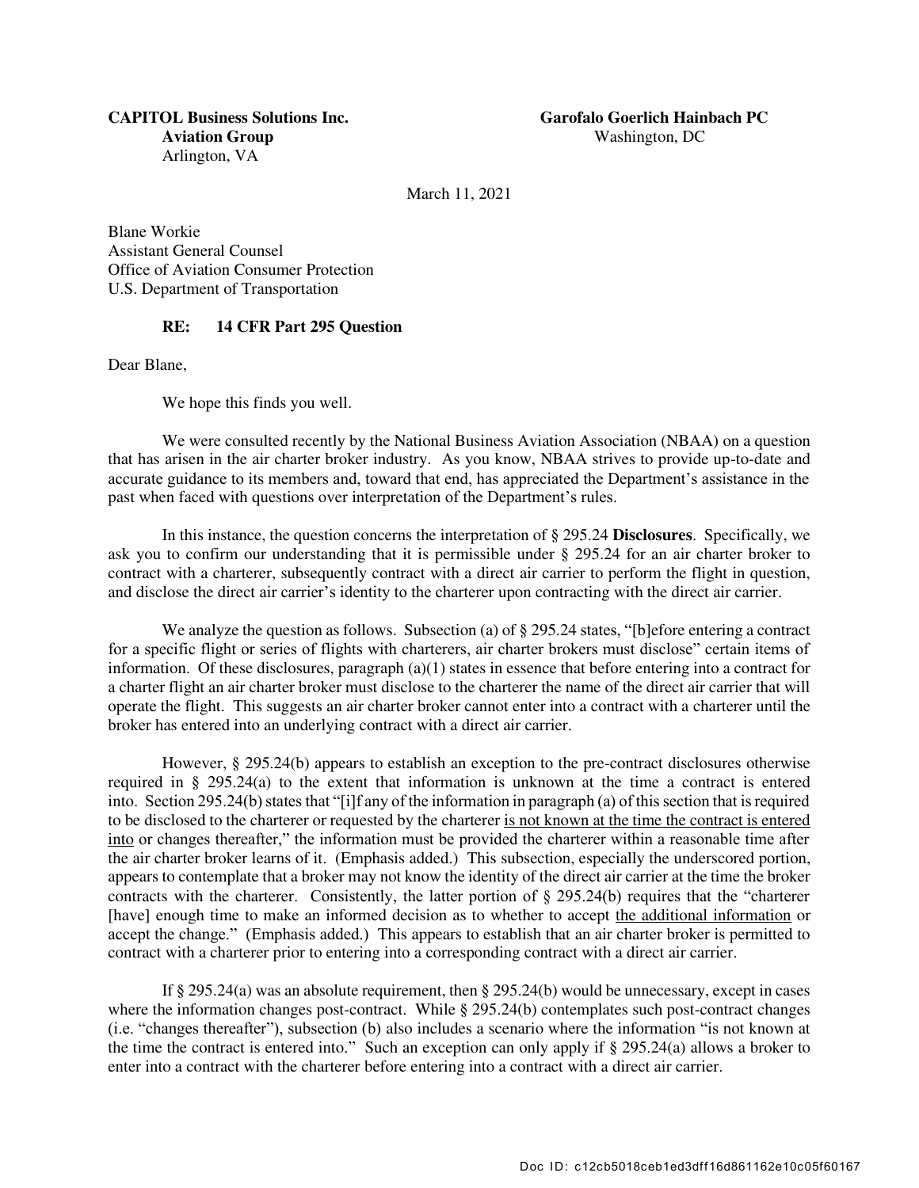**CAPITOL Business Solutions Inc.**
**Aviation Group**
Arlington, VA

**Garofalo Goerlich Hainbach PC**
Washington, DC

March 11, 2021

Blane Workie
Assistant General Counsel
Office of Aviation Consumer Protection
U.S. Department of Transportation

**RE: 14 CFR Part 295 Question**

Dear Blane,

We hope this finds you well.

We were consulted recently by the National Business Aviation Association (NBAA) on a question that has arisen in the air charter broker industry. As you know, NBAA strives to provide up-to-date and accurate guidance to its members and, toward that end, has appreciated the Department's assistance in the past when faced with questions over interpretation of the Department's rules.

In this instance, the question concerns the interpretation of § 295.24 **Disclosures**. Specifically, we ask you to confirm our understanding that it is permissible under § 295.24 for an air charter broker to contract with a charterer, subsequently contract with a direct air carrier to perform the flight in question, and disclose the direct air carrier's identity to the charterer upon contracting with the direct air carrier.

We analyze the question as follows. Subsection (a) of § 295.24 states, "[b]efore entering a contract for a specific flight or series of flights with charterers, air charter brokers must disclose" certain items of information. Of these disclosures, paragraph (a)(1) states in essence that before entering into a contract for a charter flight an air charter broker must disclose to the charterer the name of the direct air carrier that will operate the flight. This suggests an air charter broker cannot enter into a contract with a charterer until the broker has entered into an underlying contract with a direct air carrier.

However, § 295.24(b) appears to establish an exception to the pre-contract disclosures otherwise required in § 295.24(a) to the extent that information is unknown at the time a contract is entered into. Section 295.24(b) states that "[i]f any of the information in paragraph (a) of this section that is required to be disclosed to the charterer or requested by the charterer <u>is not known at the time the contract is entered into</u> or changes thereafter," the information must be provided the charterer within a reasonable time after the air charter broker learns of it. (Emphasis added.) This subsection, especially the underscored portion, appears to contemplate that a broker may not know the identity of the direct air carrier at the time the broker contracts with the charterer. Consistently, the latter portion of § 295.24(b) requires that the "charterer [have] enough time to make an informed decision as to whether to accept <u>the additional information</u> or accept the change." (Emphasis added.) This appears to establish that an air charter broker is permitted to contract with a charterer prior to entering into a corresponding contract with a direct air carrier.

If § 295.24(a) was an absolute requirement, then § 295.24(b) would be unnecessary, except in cases where the information changes post-contract. While § 295.24(b) contemplates such post-contract changes (i.e. "changes thereafter"), subsection (b) also includes a scenario where the information "is not known at the time the contract is entered into." Such an exception can only apply if § 295.24(a) allows a broker to enter into a contract with the charterer before entering into a contract with a direct air carrier.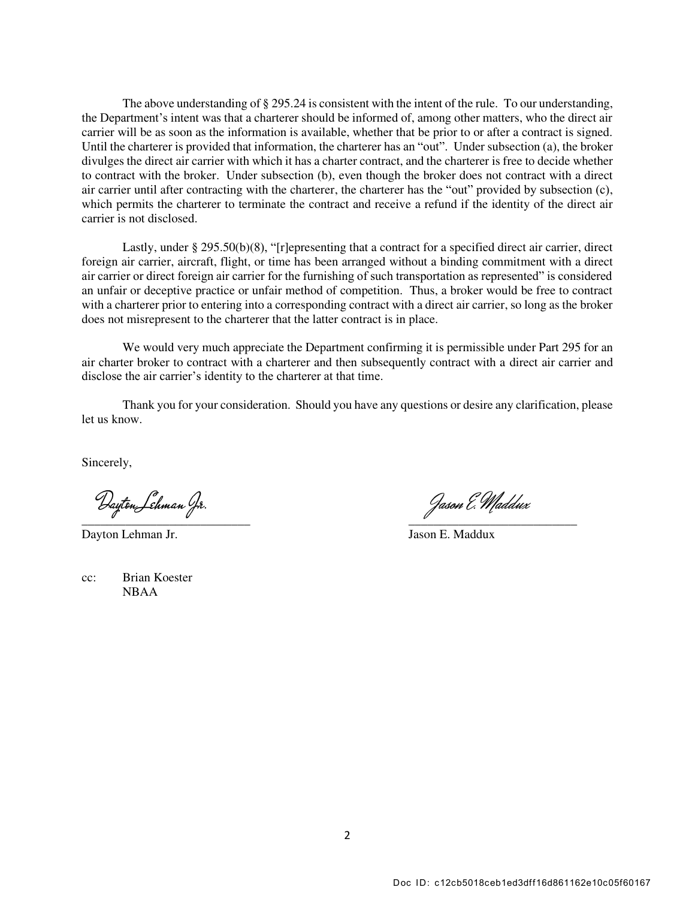The above understanding of § 295.24 is consistent with the intent of the rule. To our understanding, the Department's intent was that a charterer should be informed of, among other matters, who the direct air carrier will be as soon as the information is available, whether that be prior to or after a contract is signed. Until the charterer is provided that information, the charterer has an "out". Under subsection (a), the broker divulges the direct air carrier with which it has a charter contract, and the charterer is free to decide whether to contract with the broker. Under subsection (b), even though the broker does not contract with a direct air carrier until after contracting with the charterer, the charterer has the "out" provided by subsection (c), which permits the charterer to terminate the contract and receive a refund if the identity of the direct air carrier is not disclosed.

Lastly, under § 295.50(b)(8), "[r]epresenting that a contract for a specified direct air carrier, direct foreign air carrier, aircraft, flight, or time has been arranged without a binding commitment with a direct air carrier or direct foreign air carrier for the furnishing of such transportation as represented" is considered an unfair or deceptive practice or unfair method of competition. Thus, a broker would be free to contract with a charterer prior to entering into a corresponding contract with a direct air carrier, so long as the broker does not misrepresent to the charterer that the latter contract is in place.

We would very much appreciate the Department confirming it is permissible under Part 295 for an air charter broker to contract with a charterer and then subsequently contract with a direct air carrier and disclose the air carrier's identity to the charterer at that time.

Thank you for your consideration. Should you have any questions or desire any clarification, please let us know.

Sincerely,

Dayton Lehman Jr. — Jason E. Maddux

Dayton Lehman Jr.

Jason E. Maddux

cc: Brian Koester
NBAA

Doc ID: c12cb5018ceb1ed3dff16d861162e10c05f60167